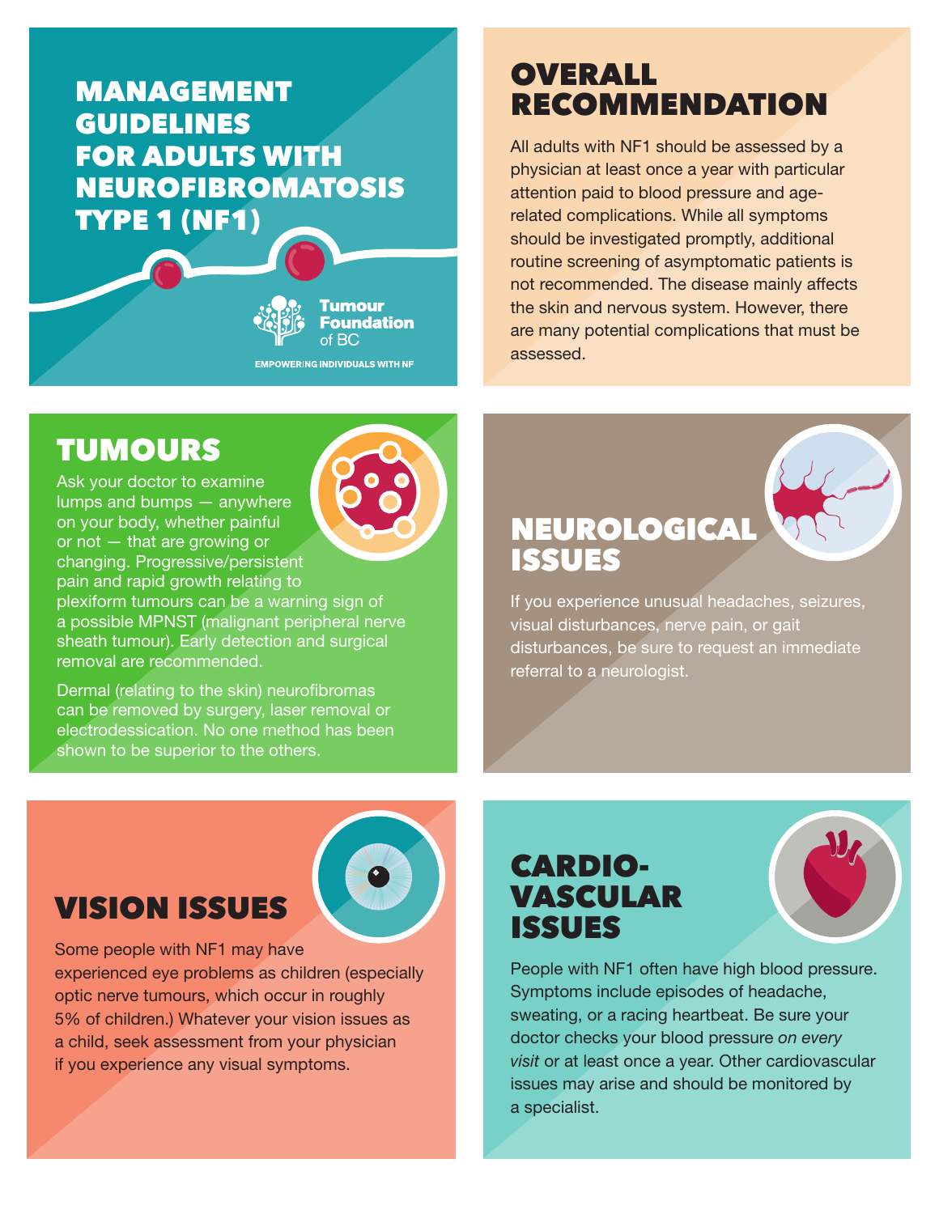# MANAGEMENT GUIDELINES FOR ADULTS WITH NEUROFIBROMATOSIS TYPE 1 (NF1)

Tumour Foundation of BC

EMPOWERING INDIVIDUALS WITH NF

## OVERALL RECOMMENDATION

All adults with NF1 should be assessed by a physician at least once a year with particular attention paid to blood pressure and age-related complications. While all symptoms should be investigated promptly, additional routine screening of asymptomatic patients is not recommended. The disease mainly affects the skin and nervous system. However, there are many potential complications that must be assessed.

## TUMOURS

Ask your doctor to examine lumps and bumps — anywhere on your body, whether painful or not — that are growing or changing. Progressive/persistent pain and rapid growth relating to plexiform tumours can be a warning sign of a possible MPNST (malignant peripheral nerve sheath tumour). Early detection and surgical removal are recommended.

Dermal (relating to the skin) neurofibromas can be removed by surgery, laser removal or electrodessication. No one method has been shown to be superior to the others.

## NEUROLOGICAL ISSUES

If you experience unusual headaches, seizures, visual disturbances, nerve pain, or gait disturbances, be sure to request an immediate referral to a neurologist.

## VISION ISSUES

Some people with NF1 may have experienced eye problems as children (especially optic nerve tumours, which occur in roughly 5% of children.) Whatever your vision issues as a child, seek assessment from your physician if you experience any visual symptoms.

## CARDIO-VASCULAR ISSUES

People with NF1 often have high blood pressure. Symptoms include episodes of headache, sweating, or a racing heartbeat. Be sure your doctor checks your blood pressure *on every visit* or at least once a year. Other cardiovascular issues may arise and should be monitored by a specialist.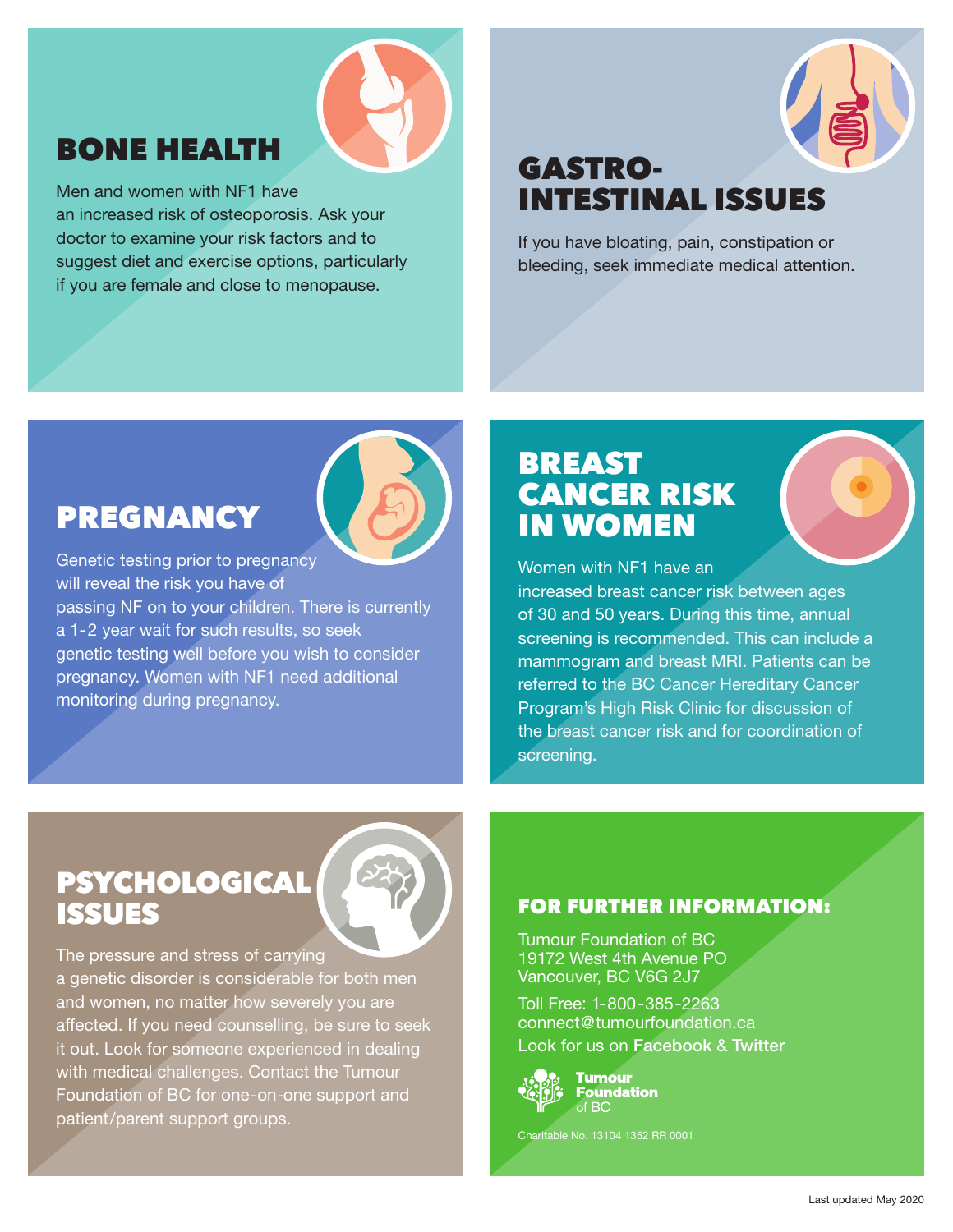## BONE HEALTH

Men and women with NF1 have an increased risk of osteoporosis. Ask your doctor to examine your risk factors and to suggest diet and exercise options, particularly if you are female and close to menopause.

## GASTRO-INTESTINAL ISSUES

If you have bloating, pain, constipation or bleeding, seek immediate medical attention.

## PREGNANCY

Genetic testing prior to pregnancy will reveal the risk you have of passing NF on to your children. There is currently a 1-2 year wait for such results, so seek genetic testing well before you wish to consider pregnancy. Women with NF1 need additional monitoring during pregnancy.

## BREAST CANCER RISK IN WOMEN

Women with NF1 have an increased breast cancer risk between ages of 30 and 50 years. During this time, annual screening is recommended. This can include a mammogram and breast MRI. Patients can be referred to the BC Cancer Hereditary Cancer Program's High Risk Clinic for discussion of the breast cancer risk and for coordination of screening.

## PSYCHOLOGICAL ISSUES

The pressure and stress of carrying a genetic disorder is considerable for both men and women, no matter how severely you are affected. If you need counselling, be sure to seek it out. Look for someone experienced in dealing with medical challenges. Contact the Tumour Foundation of BC for one-on-one support and patient/parent support groups.

## FOR FURTHER INFORMATION:

Tumour Foundation of BC
19172 West 4th Avenue PO
Vancouver, BC V6G 2J7

Toll Free: 1-800-385-2263
connect@tumourfoundation.ca
Look for us on **Facebook** & **Twitter**

**Tumour Foundation** of BC

Charitable No. 13104 1352 RR 0001

Last updated May 2020